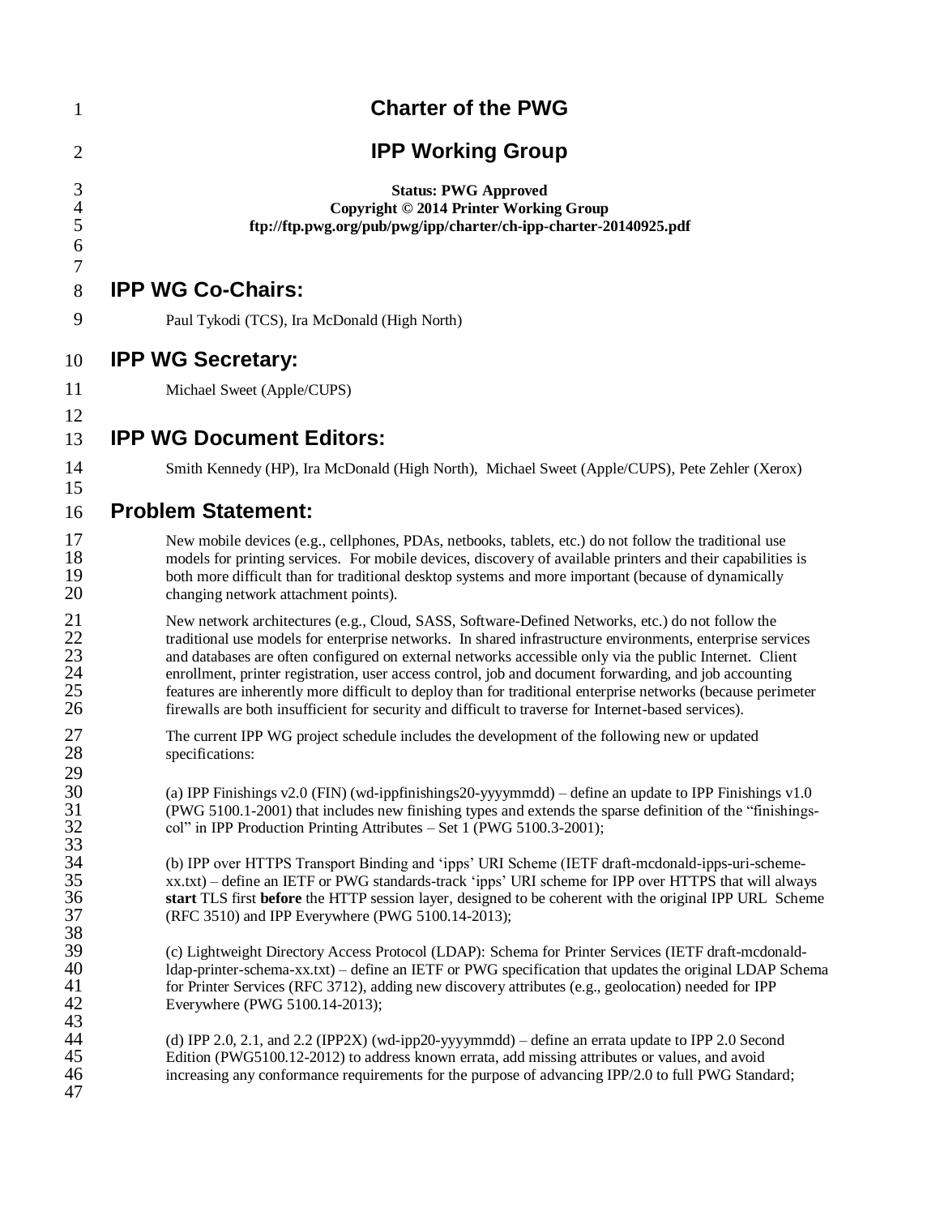# Charter of the PWG

# IPP Working Group

**Status: PWG Approved**
**Copyright © 2014 Printer Working Group**
**ftp://ftp.pwg.org/pub/pwg/ipp/charter/ch-ipp-charter-20140925.pdf**

## IPP WG Co-Chairs:

Paul Tykodi (TCS), Ira McDonald (High North)

## IPP WG Secretary:

Michael Sweet (Apple/CUPS)

## IPP WG Document Editors:

Smith Kennedy (HP), Ira McDonald (High North), Michael Sweet (Apple/CUPS), Pete Zehler (Xerox)

## Problem Statement:

New mobile devices (e.g., cellphones, PDAs, netbooks, tablets, etc.) do not follow the traditional use models for printing services. For mobile devices, discovery of available printers and their capabilities is both more difficult than for traditional desktop systems and more important (because of dynamically changing network attachment points).

New network architectures (e.g., Cloud, SASS, Software-Defined Networks, etc.) do not follow the traditional use models for enterprise networks. In shared infrastructure environments, enterprise services and databases are often configured on external networks accessible only via the public Internet. Client enrollment, printer registration, user access control, job and document forwarding, and job accounting features are inherently more difficult to deploy than for traditional enterprise networks (because perimeter firewalls are both insufficient for security and difficult to traverse for Internet-based services).

The current IPP WG project schedule includes the development of the following new or updated specifications:

(a) IPP Finishings v2.0 (FIN) (wd-ippfinishings20-yyyymmdd) – define an update to IPP Finishings v1.0 (PWG 5100.1-2001) that includes new finishing types and extends the sparse definition of the "finishings-col" in IPP Production Printing Attributes – Set 1 (PWG 5100.3-2001);

(b) IPP over HTTPS Transport Binding and 'ipps' URI Scheme (IETF draft-mcdonald-ipps-uri-scheme-xx.txt) – define an IETF or PWG standards-track 'ipps' URI scheme for IPP over HTTPS that will always **start** TLS first **before** the HTTP session layer, designed to be coherent with the original IPP URL Scheme (RFC 3510) and IPP Everywhere (PWG 5100.14-2013);

(c) Lightweight Directory Access Protocol (LDAP): Schema for Printer Services (IETF draft-mcdonald-ldap-printer-schema-xx.txt) – define an IETF or PWG specification that updates the original LDAP Schema for Printer Services (RFC 3712), adding new discovery attributes (e.g., geolocation) needed for IPP Everywhere (PWG 5100.14-2013);

(d) IPP 2.0, 2.1, and 2.2 (IPP2X) (wd-ipp20-yyyymmdd) – define an errata update to IPP 2.0 Second Edition (PWG5100.12-2012) to address known errata, add missing attributes or values, and avoid increasing any conformance requirements for the purpose of advancing IPP/2.0 to full PWG Standard;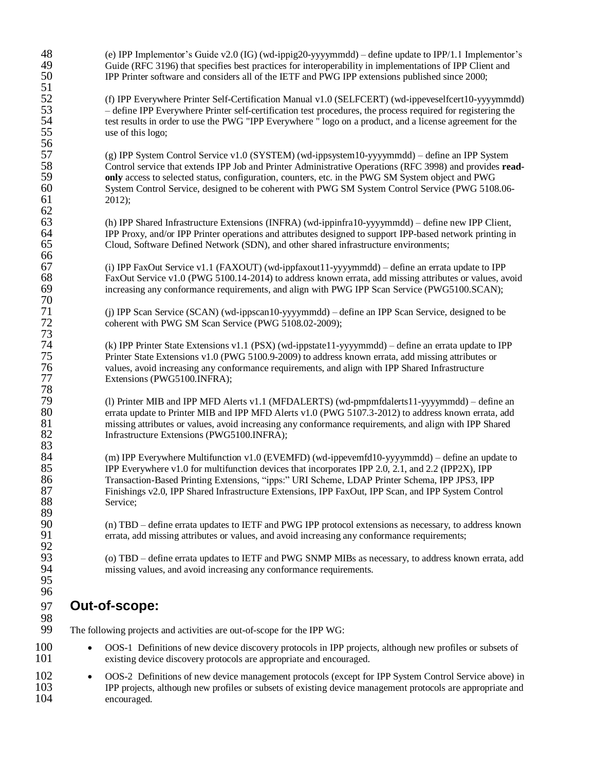(e) IPP Implementor's Guide v2.0 (IG) (wd-ippig20-yyyymmdd) – define update to IPP/1.1 Implementor's Guide (RFC 3196) that specifies best practices for interoperability in implementations of IPP Client and IPP Printer software and considers all of the IETF and PWG IPP extensions published since 2000;

(f) IPP Everywhere Printer Self-Certification Manual v1.0 (SELFCERT) (wd-ippeveselfcert10-yyyymmdd) – define IPP Everywhere Printer self-certification test procedures, the process required for registering the test results in order to use the PWG "IPP Everywhere " logo on a product, and a license agreement for the use of this logo;

(g) IPP System Control Service v1.0 (SYSTEM) (wd-ippsystem10-yyyymmdd) – define an IPP System Control service that extends IPP Job and Printer Administrative Operations (RFC 3998) and provides **read-only** access to selected status, configuration, counters, etc. in the PWG SM System object and PWG System Control Service, designed to be coherent with PWG SM System Control Service (PWG 5108.06-2012);

(h) IPP Shared Infrastructure Extensions (INFRA) (wd-ippinfra10-yyyymmdd) – define new IPP Client, IPP Proxy, and/or IPP Printer operations and attributes designed to support IPP-based network printing in Cloud, Software Defined Network (SDN), and other shared infrastructure environments;

(i) IPP FaxOut Service v1.1 (FAXOUT) (wd-ippfaxout11-yyyymmdd) – define an errata update to IPP FaxOut Service v1.0 (PWG 5100.14-2014) to address known errata, add missing attributes or values, avoid increasing any conformance requirements, and align with PWG IPP Scan Service (PWG5100.SCAN);

(j) IPP Scan Service (SCAN) (wd-ippscan10-yyyymmdd) – define an IPP Scan Service, designed to be coherent with PWG SM Scan Service (PWG 5108.02-2009);

(k) IPP Printer State Extensions v1.1 (PSX) (wd-ippstate11-yyyymmdd) – define an errata update to IPP Printer State Extensions v1.0 (PWG 5100.9-2009) to address known errata, add missing attributes or values, avoid increasing any conformance requirements, and align with IPP Shared Infrastructure Extensions (PWG5100.INFRA);

(l) Printer MIB and IPP MFD Alerts v1.1 (MFDALERTS) (wd-pmpmfdalerts11-yyyymmdd) – define an errata update to Printer MIB and IPP MFD Alerts v1.0 (PWG 5107.3-2012) to address known errata, add missing attributes or values, avoid increasing any conformance requirements, and align with IPP Shared Infrastructure Extensions (PWG5100.INFRA);

(m) IPP Everywhere Multifunction v1.0 (EVEMFD) (wd-ippevemfd10-yyyymmdd) – define an update to IPP Everywhere v1.0 for multifunction devices that incorporates IPP 2.0, 2.1, and 2.2 (IPP2X), IPP Transaction-Based Printing Extensions, "ipps:" URI Scheme, LDAP Printer Schema, IPP JPS3, IPP Finishings v2.0, IPP Shared Infrastructure Extensions, IPP FaxOut, IPP Scan, and IPP System Control Service;

(n) TBD – define errata updates to IETF and PWG IPP protocol extensions as necessary, to address known errata, add missing attributes or values, and avoid increasing any conformance requirements;

(o) TBD – define errata updates to IETF and PWG SNMP MIBs as necessary, to address known errata, add missing values, and avoid increasing any conformance requirements.

## Out-of-scope:

The following projects and activities are out-of-scope for the IPP WG:

- OOS-1 Definitions of new device discovery protocols in IPP projects, although new profiles or subsets of existing device discovery protocols are appropriate and encouraged.
- OOS-2 Definitions of new device management protocols (except for IPP System Control Service above) in IPP projects, although new profiles or subsets of existing device management protocols are appropriate and encouraged.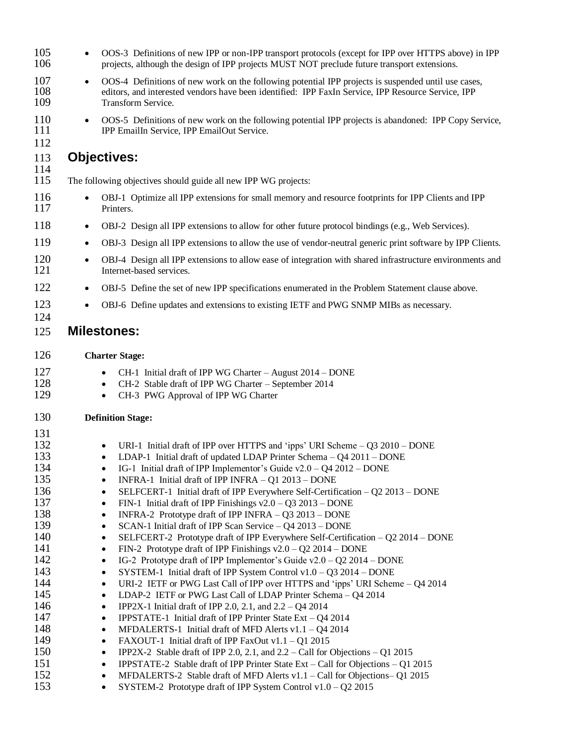- OOS-3 Definitions of new IPP or non-IPP transport protocols (except for IPP over HTTPS above) in IPP projects, although the design of IPP projects MUST NOT preclude future transport extensions.
- OOS-4 Definitions of new work on the following potential IPP projects is suspended until use cases, editors, and interested vendors have been identified: IPP FaxIn Service, IPP Resource Service, IPP Transform Service.
- OOS-5 Definitions of new work on the following potential IPP projects is abandoned: IPP Copy Service, IPP EmailIn Service, IPP EmailOut Service.

## Objectives:

The following objectives should guide all new IPP WG projects:

- OBJ-1 Optimize all IPP extensions for small memory and resource footprints for IPP Clients and IPP Printers.
- OBJ-2 Design all IPP extensions to allow for other future protocol bindings (e.g., Web Services).
- OBJ-3 Design all IPP extensions to allow the use of vendor-neutral generic print software by IPP Clients.
- OBJ-4 Design all IPP extensions to allow ease of integration with shared infrastructure environments and Internet-based services.
- OBJ-5 Define the set of new IPP specifications enumerated in the Problem Statement clause above.
- OBJ-6 Define updates and extensions to existing IETF and PWG SNMP MIBs as necessary.

## Milestones:

**Charter Stage:**

- CH-1 Initial draft of IPP WG Charter – August 2014 – DONE
- CH-2 Stable draft of IPP WG Charter – September 2014
- CH-3 PWG Approval of IPP WG Charter

**Definition Stage:**

- URI-1 Initial draft of IPP over HTTPS and 'ipps' URI Scheme – Q3 2010 – DONE
- LDAP-1 Initial draft of updated LDAP Printer Schema – Q4 2011 – DONE
- IG-1 Initial draft of IPP Implementor's Guide v2.0 – Q4 2012 – DONE
- INFRA-1 Initial draft of IPP INFRA – Q1 2013 – DONE
- SELFCERT-1 Initial draft of IPP Everywhere Self-Certification – Q2 2013 – DONE
- FIN-1 Initial draft of IPP Finishings v2.0 – Q3 2013 – DONE
- INFRA-2 Prototype draft of IPP INFRA – Q3 2013 – DONE
- SCAN-1 Initial draft of IPP Scan Service – Q4 2013 – DONE
- SELFCERT-2 Prototype draft of IPP Everywhere Self-Certification – Q2 2014 – DONE
- FIN-2 Prototype draft of IPP Finishings v2.0 – Q2 2014 – DONE
- IG-2 Prototype draft of IPP Implementor's Guide v2.0 – Q2 2014 – DONE
- SYSTEM-1 Initial draft of IPP System Control v1.0 – Q3 2014 – DONE
- URI-2 IETF or PWG Last Call of IPP over HTTPS and 'ipps' URI Scheme – Q4 2014
- LDAP-2 IETF or PWG Last Call of LDAP Printer Schema – Q4 2014
- IPP2X-1 Initial draft of IPP 2.0, 2.1, and 2.2 – Q4 2014
- IPPSTATE-1 Initial draft of IPP Printer State Ext – Q4 2014
- MFDALERTS-1 Initial draft of MFD Alerts v1.1 – Q4 2014
- FAXOUT-1 Initial draft of IPP FaxOut v1.1 – Q1 2015
- IPP2X-2 Stable draft of IPP 2.0, 2.1, and 2.2 – Call for Objections – Q1 2015
- IPPSTATE-2 Stable draft of IPP Printer State Ext – Call for Objections – Q1 2015
- MFDALERTS-2 Stable draft of MFD Alerts v1.1 – Call for Objections– Q1 2015
- SYSTEM-2 Prototype draft of IPP System Control v1.0 – Q2 2015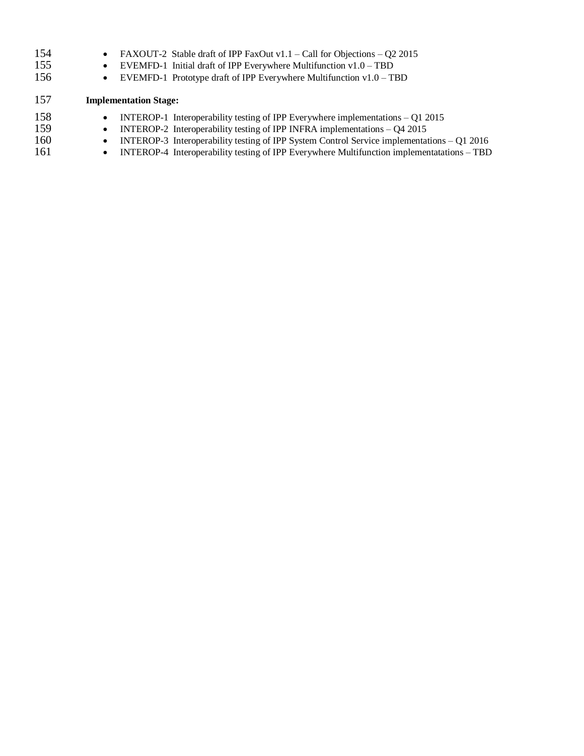- FAXOUT-2  Stable draft of IPP FaxOut v1.1 – Call for Objections – Q2 2015
- EVEMFD-1  Initial draft of IPP Everywhere Multifunction v1.0 – TBD
- EVEMFD-1  Prototype draft of IPP Everywhere Multifunction v1.0 – TBD

**Implementation Stage:**

- INTEROP-1  Interoperability testing of IPP Everywhere implementations – Q1 2015
- INTEROP-2  Interoperability testing of IPP INFRA implementations – Q4 2015
- INTEROP-3  Interoperability testing of IPP System Control Service implementations – Q1 2016
- INTEROP-4  Interoperability testing of IPP Everywhere Multifunction implementatations – TBD